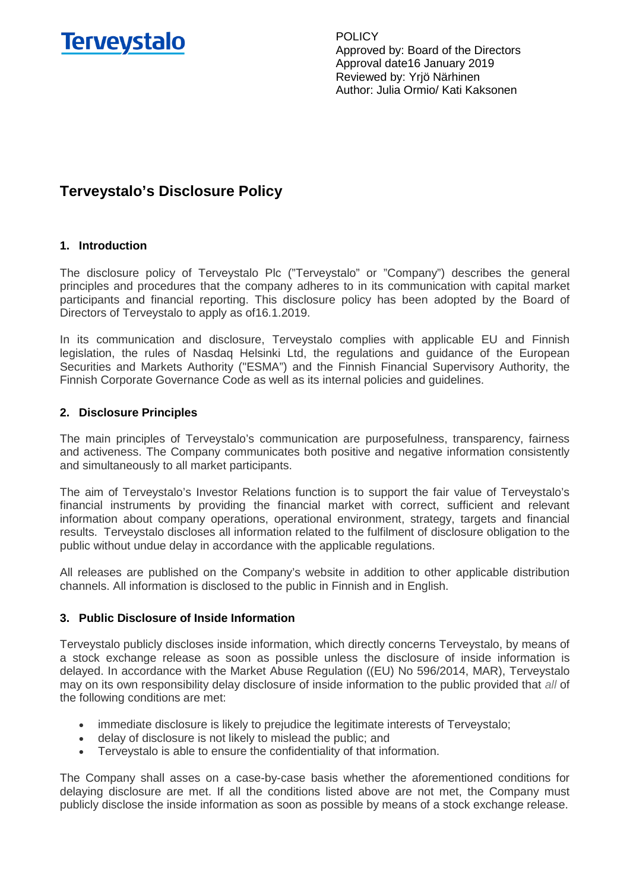Terveystalo

POLICY
Approved by: Board of the Directors
Approval date16 January 2019
Reviewed by: Yrjö Närhinen
Author: Julia Ormio/ Kati Kaksonen

# Terveystalo's Disclosure Policy

## 1. Introduction

The disclosure policy of Terveystalo Plc ("Terveystalo" or "Company") describes the general principles and procedures that the company adheres to in its communication with capital market participants and financial reporting. This disclosure policy has been adopted by the Board of Directors of Terveystalo to apply as of16.1.2019.

In its communication and disclosure, Terveystalo complies with applicable EU and Finnish legislation, the rules of Nasdaq Helsinki Ltd, the regulations and guidance of the European Securities and Markets Authority ("ESMA") and the Finnish Financial Supervisory Authority, the Finnish Corporate Governance Code as well as its internal policies and guidelines.

## 2. Disclosure Principles

The main principles of Terveystalo's communication are purposefulness, transparency, fairness and activeness. The Company communicates both positive and negative information consistently and simultaneously to all market participants.

The aim of Terveystalo's Investor Relations function is to support the fair value of Terveystalo's financial instruments by providing the financial market with correct, sufficient and relevant information about company operations, operational environment, strategy, targets and financial results. Terveystalo discloses all information related to the fulfilment of disclosure obligation to the public without undue delay in accordance with the applicable regulations.

All releases are published on the Company's website in addition to other applicable distribution channels. All information is disclosed to the public in Finnish and in English.

## 3. Public Disclosure of Inside Information

Terveystalo publicly discloses inside information, which directly concerns Terveystalo, by means of a stock exchange release as soon as possible unless the disclosure of inside information is delayed. In accordance with the Market Abuse Regulation ((EU) No 596/2014, MAR), Terveystalo may on its own responsibility delay disclosure of inside information to the public provided that *all* of the following conditions are met:

- immediate disclosure is likely to prejudice the legitimate interests of Terveystalo;
- delay of disclosure is not likely to mislead the public; and
- Terveystalo is able to ensure the confidentiality of that information.

The Company shall asses on a case-by-case basis whether the aforementioned conditions for delaying disclosure are met. If all the conditions listed above are not met, the Company must publicly disclose the inside information as soon as possible by means of a stock exchange release.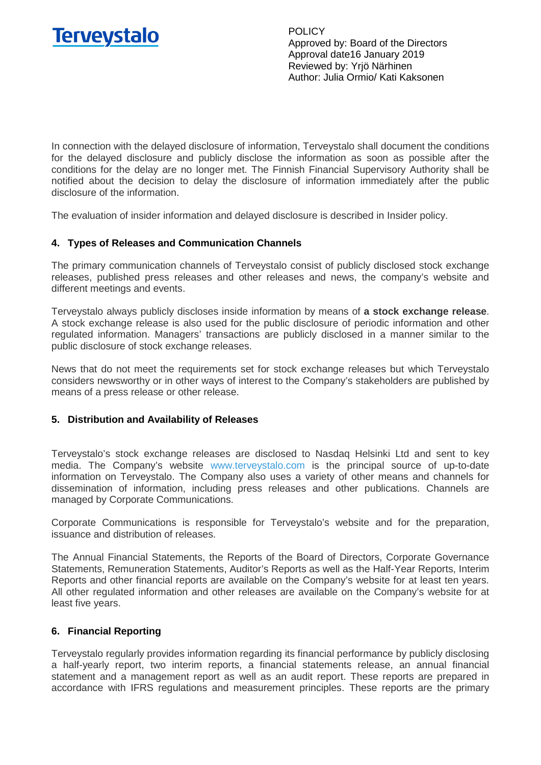In connection with the delayed disclosure of information, Terveystalo shall document the conditions for the delayed disclosure and publicly disclose the information as soon as possible after the conditions for the delay are no longer met. The Finnish Financial Supervisory Authority shall be notified about the decision to delay the disclosure of information immediately after the public disclosure of the information.

The evaluation of insider information and delayed disclosure is described in Insider policy.

## 4. Types of Releases and Communication Channels

The primary communication channels of Terveystalo consist of publicly disclosed stock exchange releases, published press releases and other releases and news, the company's website and different meetings and events.

Terveystalo always publicly discloses inside information by means of **a stock exchange release**. A stock exchange release is also used for the public disclosure of periodic information and other regulated information. Managers' transactions are publicly disclosed in a manner similar to the public disclosure of stock exchange releases.

News that do not meet the requirements set for stock exchange releases but which Terveystalo considers newsworthy or in other ways of interest to the Company's stakeholders are published by means of a press release or other release.

## 5. Distribution and Availability of Releases

Terveystalo's stock exchange releases are disclosed to Nasdaq Helsinki Ltd and sent to key media. The Company's website www.terveystalo.com is the principal source of up-to-date information on Terveystalo. The Company also uses a variety of other means and channels for dissemination of information, including press releases and other publications. Channels are managed by Corporate Communications.

Corporate Communications is responsible for Terveystalo's website and for the preparation, issuance and distribution of releases.

The Annual Financial Statements, the Reports of the Board of Directors, Corporate Governance Statements, Remuneration Statements, Auditor's Reports as well as the Half-Year Reports, Interim Reports and other financial reports are available on the Company's website for at least ten years. All other regulated information and other releases are available on the Company's website for at least five years.

## 6. Financial Reporting

Terveystalo regularly provides information regarding its financial performance by publicly disclosing a half-yearly report, two interim reports, a financial statements release, an annual financial statement and a management report as well as an audit report. These reports are prepared in accordance with IFRS regulations and measurement principles. These reports are the primary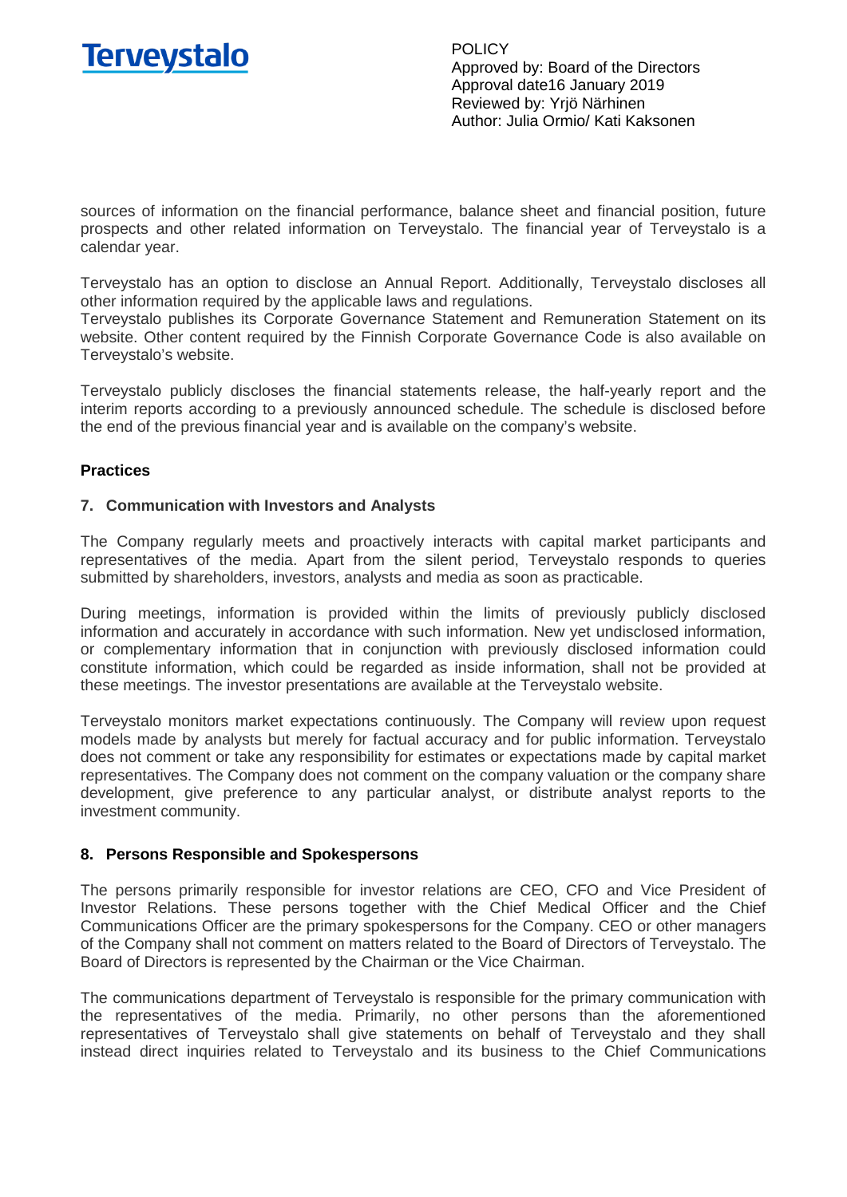sources of information on the financial performance, balance sheet and financial position, future prospects and other related information on Terveystalo. The financial year of Terveystalo is a calendar year.

Terveystalo has an option to disclose an Annual Report. Additionally, Terveystalo discloses all other information required by the applicable laws and regulations.
Terveystalo publishes its Corporate Governance Statement and Remuneration Statement on its website. Other content required by the Finnish Corporate Governance Code is also available on Terveystalo's website.

Terveystalo publicly discloses the financial statements release, the half-yearly report and the interim reports according to a previously announced schedule. The schedule is disclosed before the end of the previous financial year and is available on the company's website.

**Practices**

## 7. Communication with Investors and Analysts

The Company regularly meets and proactively interacts with capital market participants and representatives of the media. Apart from the silent period, Terveystalo responds to queries submitted by shareholders, investors, analysts and media as soon as practicable.

During meetings, information is provided within the limits of previously publicly disclosed information and accurately in accordance with such information. New yet undisclosed information, or complementary information that in conjunction with previously disclosed information could constitute information, which could be regarded as inside information, shall not be provided at these meetings. The investor presentations are available at the Terveystalo website.

Terveystalo monitors market expectations continuously. The Company will review upon request models made by analysts but merely for factual accuracy and for public information. Terveystalo does not comment or take any responsibility for estimates or expectations made by capital market representatives. The Company does not comment on the company valuation or the company share development, give preference to any particular analyst, or distribute analyst reports to the investment community.

## 8. Persons Responsible and Spokespersons

The persons primarily responsible for investor relations are CEO, CFO and Vice President of Investor Relations. These persons together with the Chief Medical Officer and the Chief Communications Officer are the primary spokespersons for the Company. CEO or other managers of the Company shall not comment on matters related to the Board of Directors of Terveystalo. The Board of Directors is represented by the Chairman or the Vice Chairman.

The communications department of Terveystalo is responsible for the primary communication with the representatives of the media. Primarily, no other persons than the aforementioned representatives of Terveystalo shall give statements on behalf of Terveystalo and they shall instead direct inquiries related to Terveystalo and its business to the Chief Communications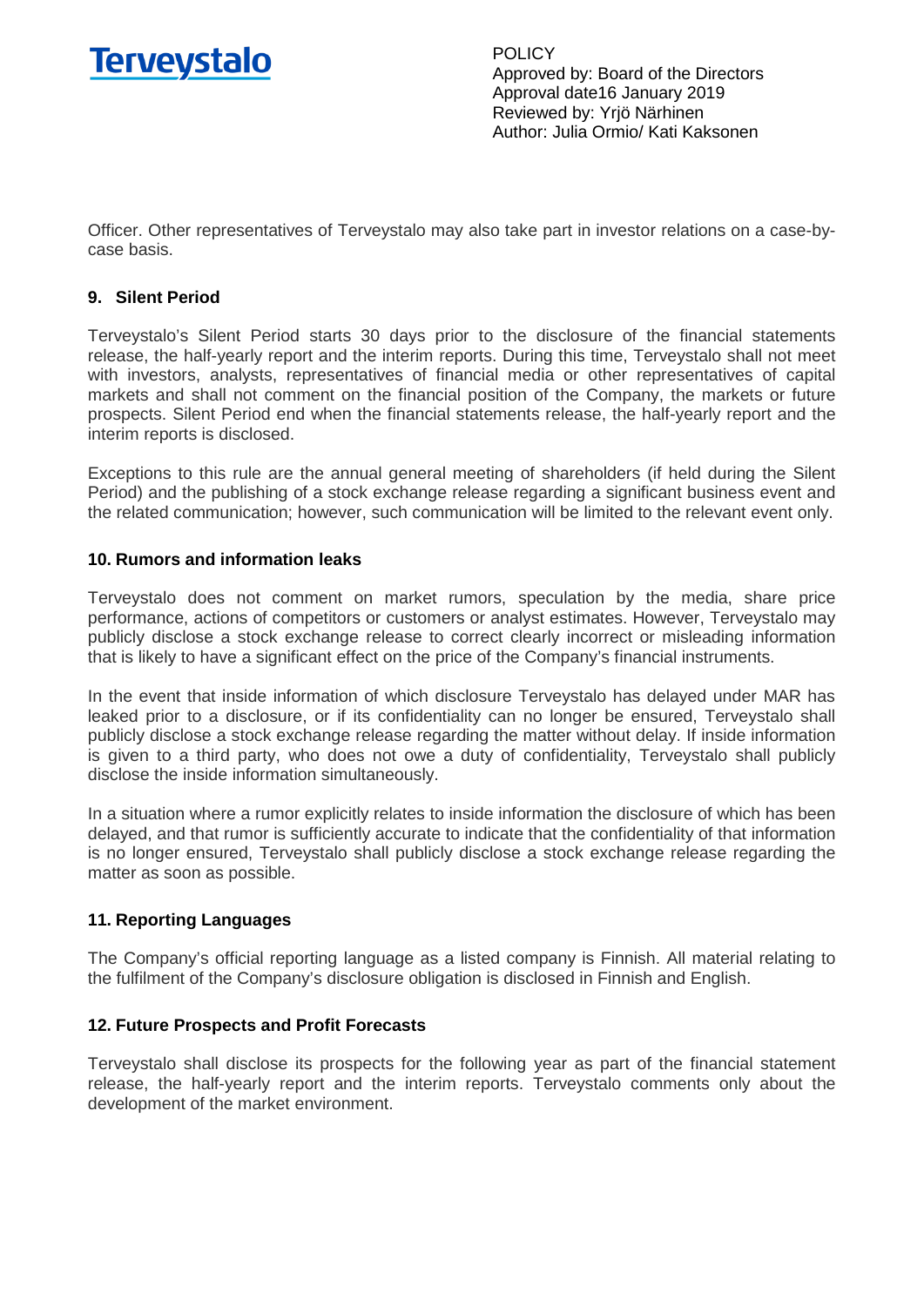Officer. Other representatives of Terveystalo may also take part in investor relations on a case-by-case basis.

## 9. Silent Period

Terveystalo's Silent Period starts 30 days prior to the disclosure of the financial statements release, the half-yearly report and the interim reports. During this time, Terveystalo shall not meet with investors, analysts, representatives of financial media or other representatives of capital markets and shall not comment on the financial position of the Company, the markets or future prospects. Silent Period end when the financial statements release, the half-yearly report and the interim reports is disclosed.

Exceptions to this rule are the annual general meeting of shareholders (if held during the Silent Period) and the publishing of a stock exchange release regarding a significant business event and the related communication; however, such communication will be limited to the relevant event only.

## 10. Rumors and information leaks

Terveystalo does not comment on market rumors, speculation by the media, share price performance, actions of competitors or customers or analyst estimates. However, Terveystalo may publicly disclose a stock exchange release to correct clearly incorrect or misleading information that is likely to have a significant effect on the price of the Company's financial instruments.

In the event that inside information of which disclosure Terveystalo has delayed under MAR has leaked prior to a disclosure, or if its confidentiality can no longer be ensured, Terveystalo shall publicly disclose a stock exchange release regarding the matter without delay. If inside information is given to a third party, who does not owe a duty of confidentiality, Terveystalo shall publicly disclose the inside information simultaneously.

In a situation where a rumor explicitly relates to inside information the disclosure of which has been delayed, and that rumor is sufficiently accurate to indicate that the confidentiality of that information is no longer ensured, Terveystalo shall publicly disclose a stock exchange release regarding the matter as soon as possible.

## 11. Reporting Languages

The Company's official reporting language as a listed company is Finnish. All material relating to the fulfilment of the Company's disclosure obligation is disclosed in Finnish and English.

## 12. Future Prospects and Profit Forecasts

Terveystalo shall disclose its prospects for the following year as part of the financial statement release, the half-yearly report and the interim reports. Terveystalo comments only about the development of the market environment.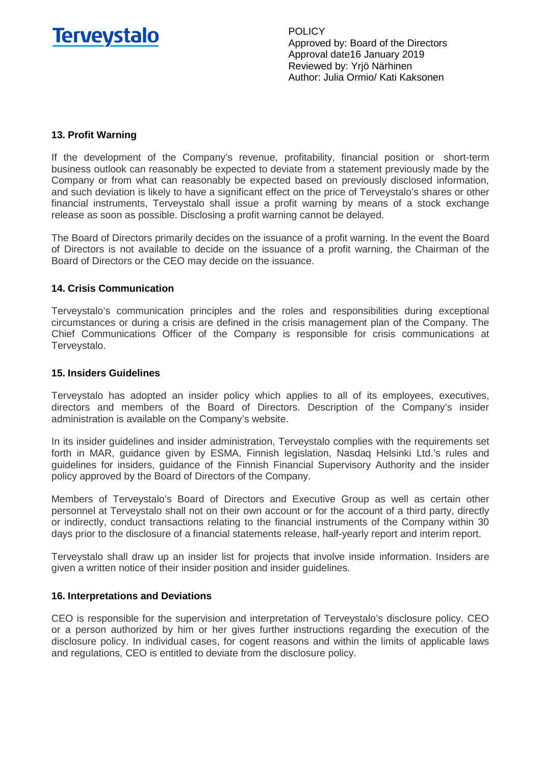## 13. Profit Warning

If the development of the Company's revenue, profitability, financial position or short-term business outlook can reasonably be expected to deviate from a statement previously made by the Company or from what can reasonably be expected based on previously disclosed information, and such deviation is likely to have a significant effect on the price of Terveystalo's shares or other financial instruments, Terveystalo shall issue a profit warning by means of a stock exchange release as soon as possible. Disclosing a profit warning cannot be delayed.

The Board of Directors primarily decides on the issuance of a profit warning. In the event the Board of Directors is not available to decide on the issuance of a profit warning, the Chairman of the Board of Directors or the CEO may decide on the issuance.

## 14. Crisis Communication

Terveystalo's communication principles and the roles and responsibilities during exceptional circumstances or during a crisis are defined in the crisis management plan of the Company. The Chief Communications Officer of the Company is responsible for crisis communications at Terveystalo.

## 15. Insiders Guidelines

Terveystalo has adopted an insider policy which applies to all of its employees, executives, directors and members of the Board of Directors. Description of the Company's insider administration is available on the Company's website.

In its insider guidelines and insider administration, Terveystalo complies with the requirements set forth in MAR, guidance given by ESMA, Finnish legislation, Nasdaq Helsinki Ltd.'s rules and guidelines for insiders, guidance of the Finnish Financial Supervisory Authority and the insider policy approved by the Board of Directors of the Company.

Members of Terveystalo's Board of Directors and Executive Group as well as certain other personnel at Terveystalo shall not on their own account or for the account of a third party, directly or indirectly, conduct transactions relating to the financial instruments of the Company within 30 days prior to the disclosure of a financial statements release, half-yearly report and interim report.

Terveystalo shall draw up an insider list for projects that involve inside information. Insiders are given a written notice of their insider position and insider guidelines.

## 16. Interpretations and Deviations

CEO is responsible for the supervision and interpretation of Terveystalo's disclosure policy. CEO or a person authorized by him or her gives further instructions regarding the execution of the disclosure policy. In individual cases, for cogent reasons and within the limits of applicable laws and regulations, CEO is entitled to deviate from the disclosure policy.